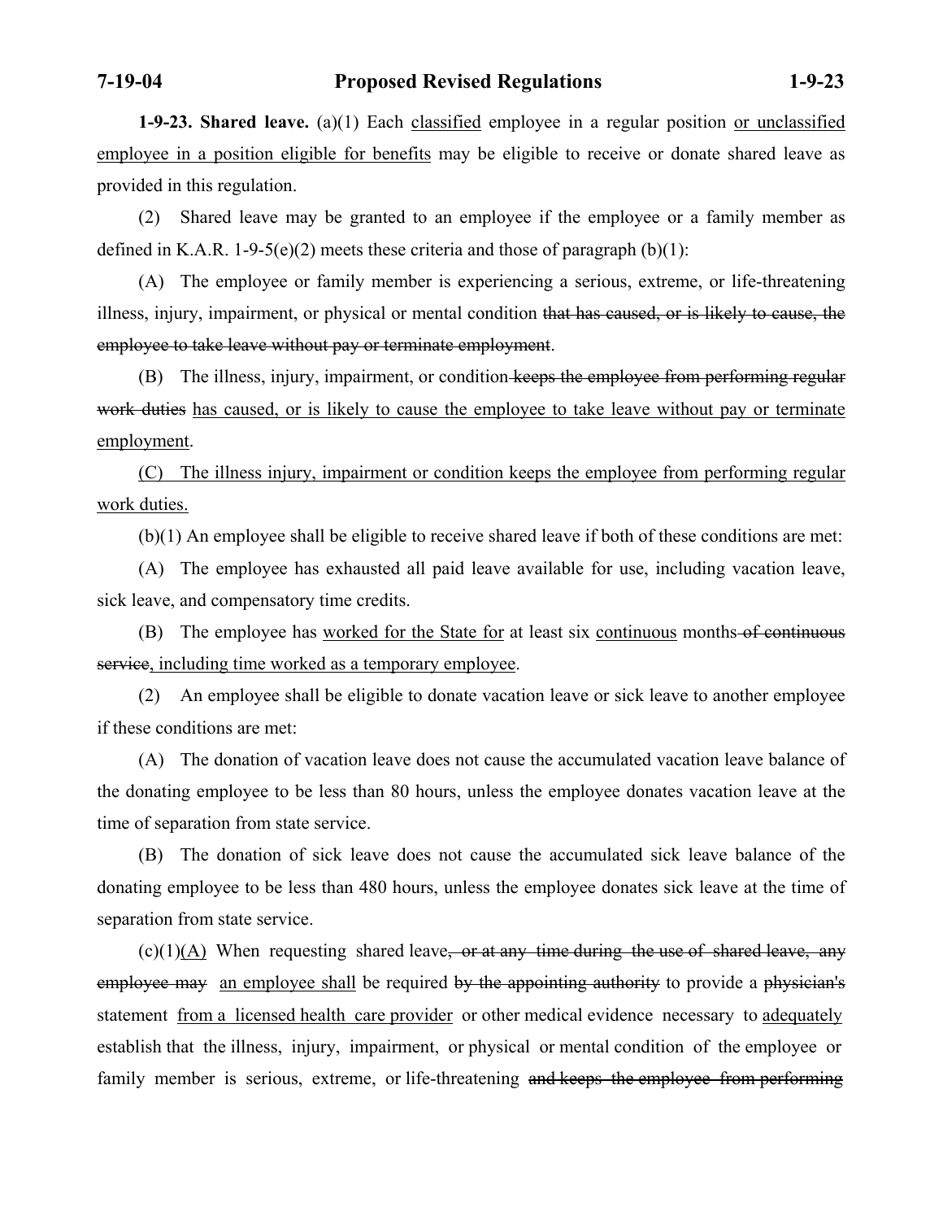**1-9-23. Shared leave.** (a)(1) Each <u>classified</u> employee in a regular position <u>or unclassified employee in a position eligible for benefits</u> may be eligible to receive or donate shared leave as provided in this regulation.

(2) Shared leave may be granted to an employee if the employee or a family member as defined in K.A.R. 1-9-5(e)(2) meets these criteria and those of paragraph (b)(1):

(A) The employee or family member is experiencing a serious, extreme, or life-threatening illness, injury, impairment, or physical or mental condition ~~that has caused, or is likely to cause, the employee to take leave without pay or terminate employment~~.

(B) The illness, injury, impairment, or condition ~~keeps the employee from performing regular work duties~~ <u>has caused, or is likely to cause the employee to take leave without pay or terminate employment</u>.

<u>(C) The illness injury, impairment or condition keeps the employee from performing regular work duties.</u>

(b)(1) An employee shall be eligible to receive shared leave if both of these conditions are met:

(A) The employee has exhausted all paid leave available for use, including vacation leave, sick leave, and compensatory time credits.

(B) The employee has <u>worked for the State for</u> at least six <u>continuous</u> months ~~of continuous service~~<u>, including time worked as a temporary employee</u>.

(2) An employee shall be eligible to donate vacation leave or sick leave to another employee if these conditions are met:

(A) The donation of vacation leave does not cause the accumulated vacation leave balance of the donating employee to be less than 80 hours, unless the employee donates vacation leave at the time of separation from state service.

(B) The donation of sick leave does not cause the accumulated sick leave balance of the donating employee to be less than 480 hours, unless the employee donates sick leave at the time of separation from state service.

(c)(1)<u>(A)</u> When requesting shared leave~~, or at any time during the use of shared leave, any employee may~~ <u>an employee shall</u> be required ~~by the appointing authority~~ to provide a ~~physician's~~ statement <u>from a licensed health care provider</u> or other medical evidence necessary to <u>adequately</u> establish that the illness, injury, impairment, or physical or mental condition of the employee or family member is serious, extreme, or life-threatening ~~and keeps the employee from performing~~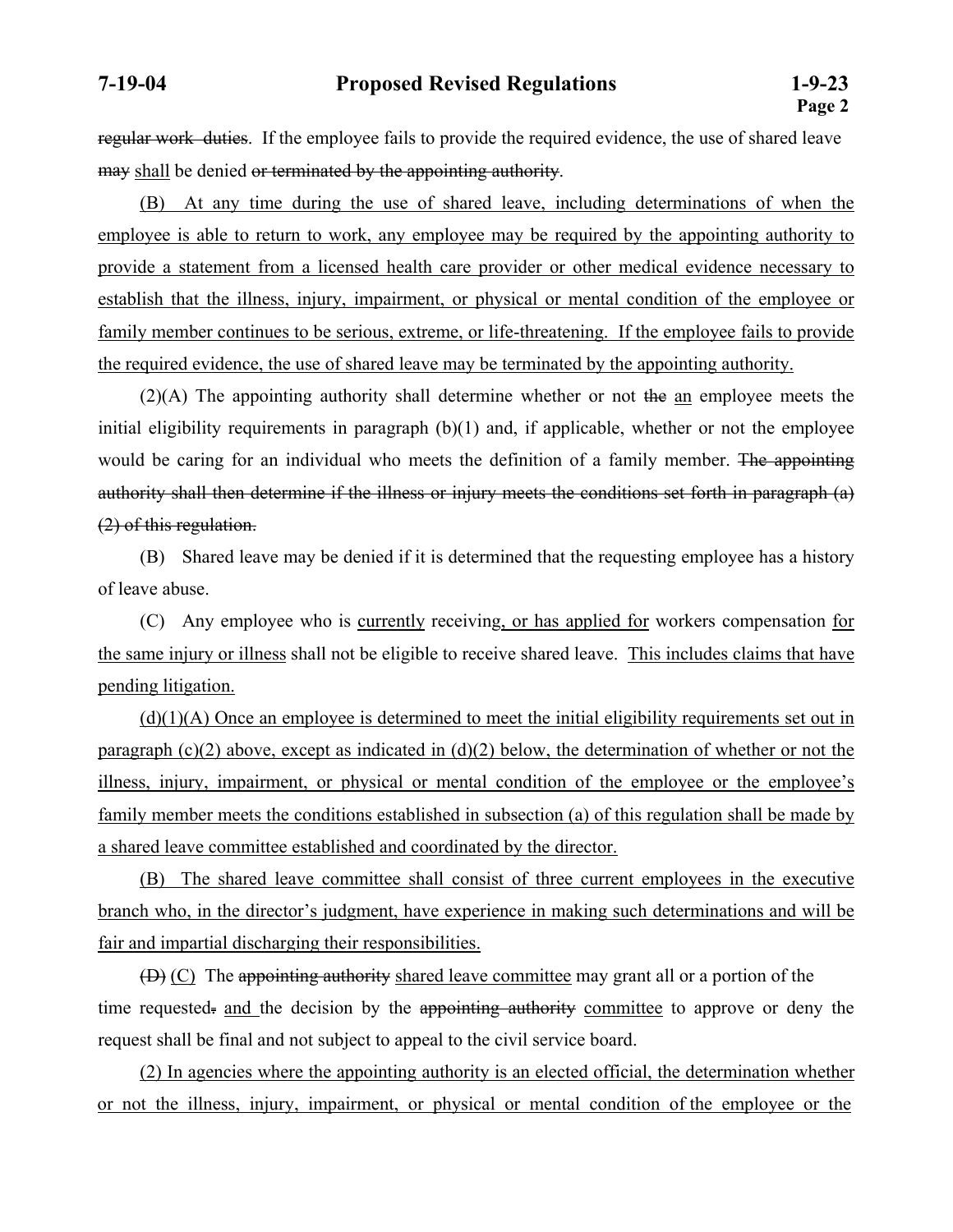~~regular work duties~~. If the employee fails to provide the required evidence, the use of shared leave ~~may~~ <u>shall</u> be denied ~~or terminated by the appointing authority~~.

<u>(B) At any time during the use of shared leave, including determinations of when the employee is able to return to work, any employee may be required by the appointing authority to provide a statement from a licensed health care provider or other medical evidence necessary to establish that the illness, injury, impairment, or physical or mental condition of the employee or family member continues to be serious, extreme, or life-threatening. If the employee fails to provide the required evidence, the use of shared leave may be terminated by the appointing authority.</u>

(2)(A) The appointing authority shall determine whether or not ~~the~~ <u>an</u> employee meets the initial eligibility requirements in paragraph (b)(1) and, if applicable, whether or not the employee would be caring for an individual who meets the definition of a family member. ~~The appointing authority shall then determine if the illness or injury meets the conditions set forth in paragraph (a)(2) of this regulation.~~

(B) Shared leave may be denied if it is determined that the requesting employee has a history of leave abuse.

(C) Any employee who is <u>currently</u> receiving<u>, or has applied for</u> workers compensation <u>for the same injury or illness</u> shall not be eligible to receive shared leave. <u>This includes claims that have pending litigation.</u>

<u>(d)(1)(A) Once an employee is determined to meet the initial eligibility requirements set out in paragraph (c)(2) above, except as indicated in (d)(2) below, the determination of whether or not the illness, injury, impairment, or physical or mental condition of the employee or the employee's family member meets the conditions established in subsection (a) of this regulation shall be made by a shared leave committee established and coordinated by the director.</u>

<u>(B) The shared leave committee shall consist of three current employees in the executive branch who, in the director's judgment, have experience in making such determinations and will be fair and impartial discharging their responsibilities.</u>

~~(D)~~ <u>(C)</u> The ~~appointing authority~~ <u>shared leave committee</u> may grant all or a portion of the time requested~~.~~ <u>and</u> the decision by the ~~appointing authority~~ <u>committee</u> to approve or deny the request shall be final and not subject to appeal to the civil service board.

<u>(2) In agencies where the appointing authority is an elected official, the determination whether or not the illness, injury, impairment, or physical or mental condition of the employee or the</u>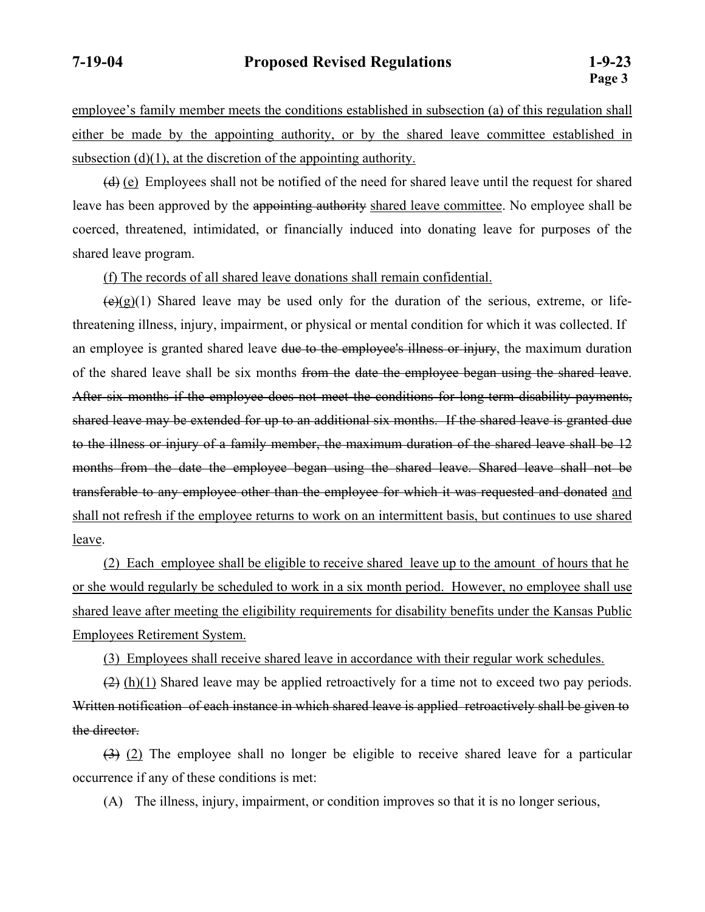<u>employee's family member meets the conditions established in subsection (a) of this regulation shall either be made by the appointing authority, or by the shared leave committee established in subsection (d)(1), at the discretion of the appointing authority.</u>

~~(d)~~ <u>(e)</u> Employees shall not be notified of the need for shared leave until the request for shared leave has been approved by the ~~appointing authority~~ <u>shared leave committee</u>. No employee shall be coerced, threatened, intimidated, or financially induced into donating leave for purposes of the shared leave program.

<u>(f) The records of all shared leave donations shall remain confidential.</u>

~~(e)~~<u>(g)</u>(1) Shared leave may be used only for the duration of the serious, extreme, or life-threatening illness, injury, impairment, or physical or mental condition for which it was collected. If an employee is granted shared leave ~~due to the employee's illness or injury~~, the maximum duration of the shared leave shall be six months ~~from the date the employee began using the shared leave. After six months if the employee does not meet the conditions for long term disability payments, shared leave may be extended for up to an additional six months. If the shared leave is granted due to the illness or injury of a family member, the maximum duration of the shared leave shall be 12 months from the date the employee began using the shared leave. Shared leave shall not be transferable to any employee other than the employee for which it was requested and donated~~ <u>and shall not refresh if the employee returns to work on an intermittent basis, but continues to use shared leave</u>.

<u>(2) Each employee shall be eligible to receive shared leave up to the amount of hours that he or she would regularly be scheduled to work in a six month period. However, no employee shall use shared leave after meeting the eligibility requirements for disability benefits under the Kansas Public Employees Retirement System.</u>

<u>(3) Employees shall receive shared leave in accordance with their regular work schedules.</u>

~~(2)~~ <u>(h)(1)</u> Shared leave may be applied retroactively for a time not to exceed two pay periods. ~~Written notification of each instance in which shared leave is applied retroactively shall be given to the director.~~

~~(3)~~ <u>(2)</u> The employee shall no longer be eligible to receive shared leave for a particular occurrence if any of these conditions is met:

(A) The illness, injury, impairment, or condition improves so that it is no longer serious,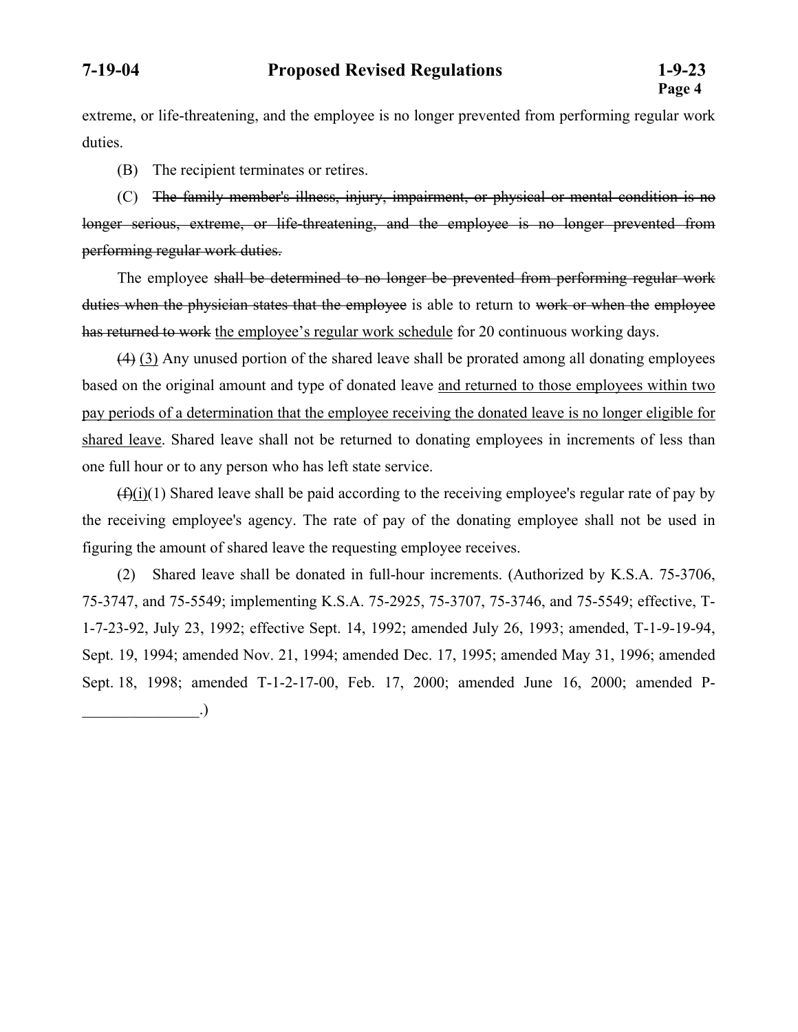extreme, or life-threatening, and the employee is no longer prevented from performing regular work duties.

(B) The recipient terminates or retires.

(C) ~~The family member's illness, injury, impairment, or physical or mental condition is no longer serious, extreme, or life-threatening, and the employee is no longer prevented from performing regular work duties.~~

The employee ~~shall be determined to no longer be prevented from performing regular work duties when the physician states that the employee~~ is able to return to ~~work or when the employee has returned to work~~ <u>the employee's regular work schedule</u> for 20 continuous working days.

~~(4)~~ <u>(3)</u> Any unused portion of the shared leave shall be prorated among all donating employees based on the original amount and type of donated leave <u>and returned to those employees within two pay periods of a determination that the employee receiving the donated leave is no longer eligible for shared leave</u>. Shared leave shall not be returned to donating employees in increments of less than one full hour or to any person who has left state service.

~~(f)~~<u>(i)</u>(1) Shared leave shall be paid according to the receiving employee's regular rate of pay by the receiving employee's agency. The rate of pay of the donating employee shall not be used in figuring the amount of shared leave the requesting employee receives.

(2) Shared leave shall be donated in full-hour increments. (Authorized by K.S.A. 75-3706, 75-3747, and 75-5549; implementing K.S.A. 75-2925, 75-3707, 75-3746, and 75-5549; effective, T-1-7-23-92, July 23, 1992; effective Sept. 14, 1992; amended July 26, 1993; amended, T-1-9-19-94, Sept. 19, 1994; amended Nov. 21, 1994; amended Dec. 17, 1995; amended May 31, 1996; amended Sept. 18, 1998; amended T-1-2-17-00, Feb. 17, 2000; amended June 16, 2000; amended P-_______________.)